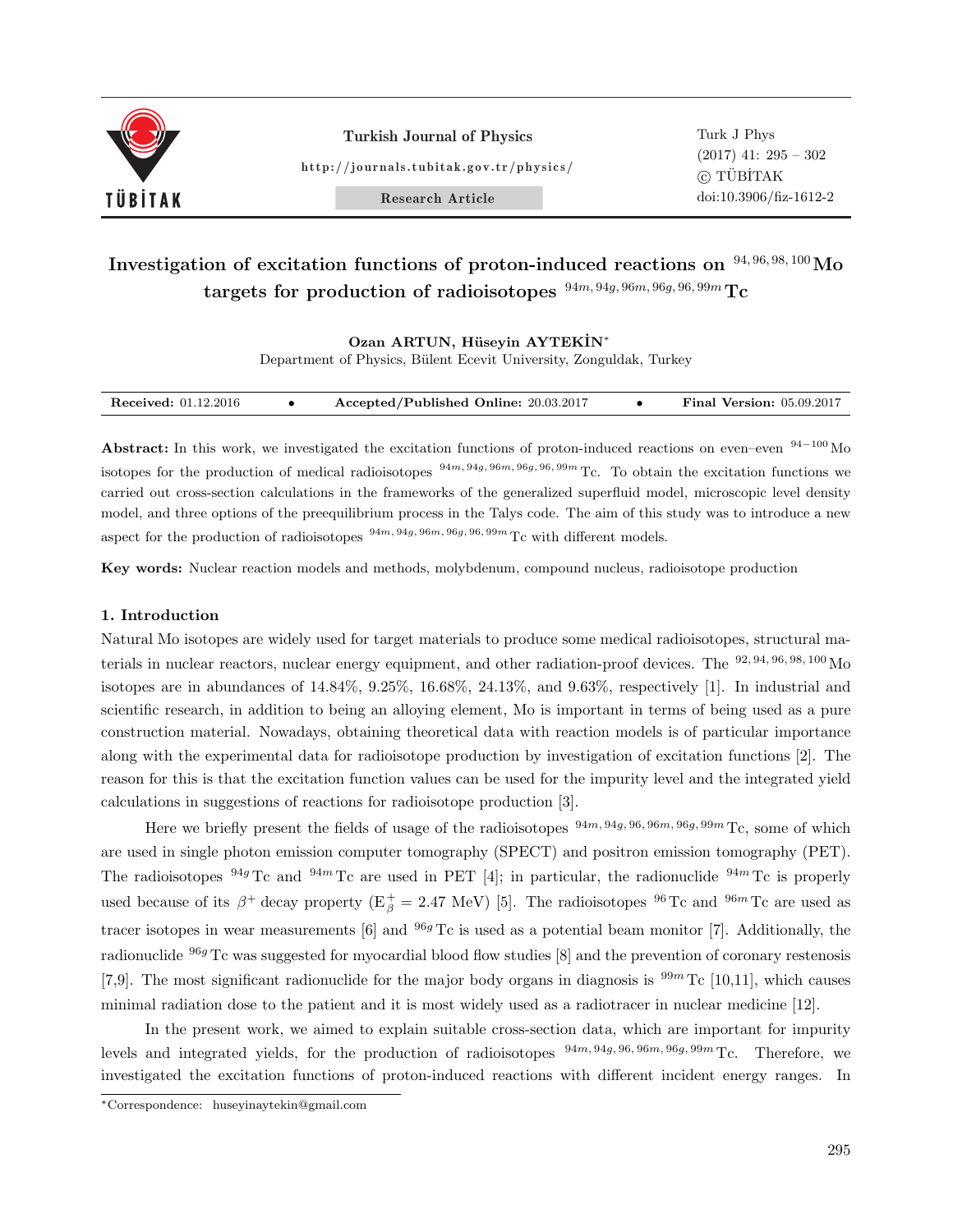# Investigation of excitation functions of proton-induced reactions on $^{94,96,98,100}$Mo targets for production of radioisotopes $^{94m,94g,96m,96g,96,99m}$Tc

**Ozan ARTUN, Hüseyin AYTEKİN***

Department of Physics, Bülent Ecevit University, Zonguldak, Turkey

**Received:** 01.12.2016 • **Accepted/Published Online:** 20.03.2017 • **Final Version:** 05.09.2017

**Abstract:** In this work, we investigated the excitation functions of proton-induced reactions on even–even $^{94-100}$Mo isotopes for the production of medical radioisotopes $^{94m,94g,96m,96g,96,99m}$Tc. To obtain the excitation functions we carried out cross-section calculations in the frameworks of the generalized superfluid model, microscopic level density model, and three options of the preequilibrium process in the Talys code. The aim of this study was to introduce a new aspect for the production of radioisotopes $^{94m,94g,96m,96g,96,99m}$Tc with different models.

**Key words:** Nuclear reaction models and methods, molybdenum, compound nucleus, radioisotope production

## 1. Introduction

Natural Mo isotopes are widely used for target materials to produce some medical radioisotopes, structural materials in nuclear reactors, nuclear energy equipment, and other radiation-proof devices. The $^{92,94,96,98,100}$Mo isotopes are in abundances of 14.84%, 9.25%, 16.68%, 24.13%, and 9.63%, respectively [1]. In industrial and scientific research, in addition to being an alloying element, Mo is important in terms of being used as a pure construction material. Nowadays, obtaining theoretical data with reaction models is of particular importance along with the experimental data for radioisotope production by investigation of excitation functions [2]. The reason for this is that the excitation function values can be used for the impurity level and the integrated yield calculations in suggestions of reactions for radioisotope production [3].

Here we briefly present the fields of usage of the radioisotopes $^{94m,94g,96,96m,96g,99m}$Tc, some of which are used in single photon emission computer tomography (SPECT) and positron emission tomography (PET). The radioisotopes $^{94g}$Tc and $^{94m}$Tc are used in PET [4]; in particular, the radionuclide $^{94m}$Tc is properly used because of its $\beta^+$ decay property ($E_\beta^+ = 2.47$ MeV) [5]. The radioisotopes $^{96}$Tc and $^{96m}$Tc are used as tracer isotopes in wear measurements [6] and $^{96g}$Tc is used as a potential beam monitor [7]. Additionally, the radionuclide $^{96g}$Tc was suggested for myocardial blood flow studies [8] and the prevention of coronary restenosis [7,9]. The most significant radionuclide for the major body organs in diagnosis is $^{99m}$Tc [10,11], which causes minimal radiation dose to the patient and it is most widely used as a radiotracer in nuclear medicine [12].

In the present work, we aimed to explain suitable cross-section data, which are important for impurity levels and integrated yields, for the production of radioisotopes $^{94m,94g,96,96m,96g,99m}$Tc. Therefore, we investigated the excitation functions of proton-induced reactions with different incident energy ranges. In

*Correspondence: huseyinaytekin@gmail.com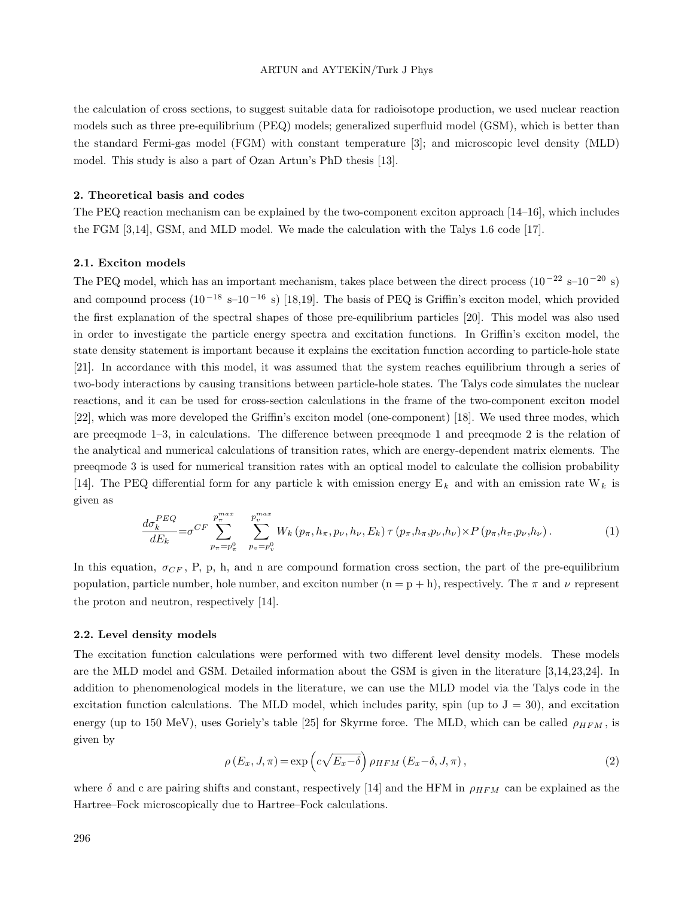the calculation of cross sections, to suggest suitable data for radioisotope production, we used nuclear reaction models such as three pre-equilibrium (PEQ) models; generalized superfluid model (GSM), which is better than the standard Fermi-gas model (FGM) with constant temperature [3]; and microscopic level density (MLD) model. This study is also a part of Ozan Artun's PhD thesis [13].

## 2. Theoretical basis and codes

The PEQ reaction mechanism can be explained by the two-component exciton approach [14–16], which includes the FGM [3,14], GSM, and MLD model. We made the calculation with the Talys 1.6 code [17].

### 2.1. Exciton models

The PEQ model, which has an important mechanism, takes place between the direct process ($10^{-22}$ s–$10^{-20}$ s) and compound process ($10^{-18}$ s–$10^{-16}$ s) [18,19]. The basis of PEQ is Griffin's exciton model, which provided the first explanation of the spectral shapes of those pre-equilibrium particles [20]. This model was also used in order to investigate the particle energy spectra and excitation functions. In Griffin's exciton model, the state density statement is important because it explains the excitation function according to particle-hole state [21]. In accordance with this model, it was assumed that the system reaches equilibrium through a series of two-body interactions by causing transitions between particle-hole states. The Talys code simulates the nuclear reactions, and it can be used for cross-section calculations in the frame of the two-component exciton model [22], which was more developed the Griffin's exciton model (one-component) [18]. We used three modes, which are preeqmode 1–3, in calculations. The difference between preeqmode 1 and preeqmode 2 is the relation of the analytical and numerical calculations of transition rates, which are energy-dependent matrix elements. The preeqmode 3 is used for numerical transition rates with an optical model to calculate the collision probability [14]. The PEQ differential form for any particle k with emission energy $E_k$ and with an emission rate $W_k$ is given as

$$\frac{d\sigma_k^{PEQ}}{dE_k}=\sigma^{CF}\sum_{p_\pi=p_\pi^0}^{p_\pi^{max}}\sum_{p_v=p_v^0}^{p_v^{max}} W_k\left(p_\pi,h_\pi,p_\nu,h_\nu,E_k\right)\tau\left(p_\pi,h_\pi,p_\nu,h_\nu\right)\times P\left(p_\pi,h_\pi,p_\nu,h_\nu\right). \tag{1}$$

In this equation, $\sigma_{CF}$, P, p, h, and n are compound formation cross section, the part of the pre-equilibrium population, particle number, hole number, and exciton number (n = p + h), respectively. The $\pi$ and $\nu$ represent the proton and neutron, respectively [14].

### 2.2. Level density models

The excitation function calculations were performed with two different level density models. These models are the MLD model and GSM. Detailed information about the GSM is given in the literature [3,14,23,24]. In addition to phenomenological models in the literature, we can use the MLD model via the Talys code in the excitation function calculations. The MLD model, which includes parity, spin (up to J = 30), and excitation energy (up to 150 MeV), uses Goriely's table [25] for Skyrme force. The MLD, which can be called $\rho_{HFM}$, is given by

$$\rho\left(E_x,J,\pi\right)=\exp\left(c\sqrt{E_x-\delta}\right)\rho_{HFM}\left(E_x-\delta,J,\pi\right), \tag{2}$$

where $\delta$ and c are pairing shifts and constant, respectively [14] and the HFM in $\rho_{HFM}$ can be explained as the Hartree–Fock microscopically due to Hartree–Fock calculations.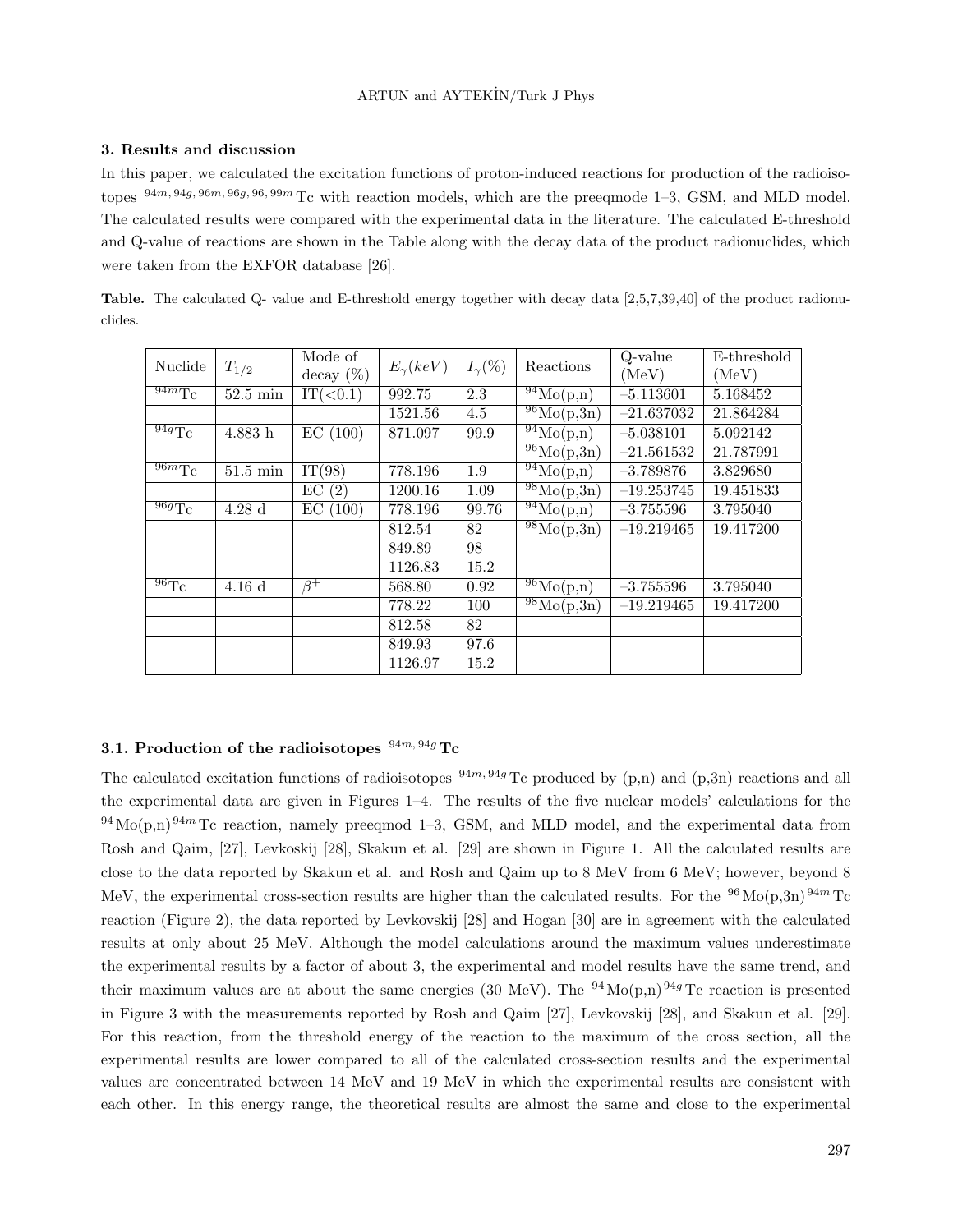### 3. Results and discussion

In this paper, we calculated the excitation functions of proton-induced reactions for production of the radioisotopes $^{94m,94g,96m,96g,96,99m}$Tc with reaction models, which are the preeqmode 1–3, GSM, and MLD model. The calculated results were compared with the experimental data in the literature. The calculated E-threshold and Q-value of reactions are shown in the Table along with the decay data of the product radionuclides, which were taken from the EXFOR database [26].

**Table.** The calculated Q- value and E-threshold energy together with decay data [2,5,7,39,40] of the product radionuclides.

| Nuclide | $T_{1/2}$ | Mode of decay (%) | $E_\gamma(keV)$ | $I_\gamma(\%)$ | Reactions | Q-value (MeV) | E-threshold (MeV) |
|---|---|---|---|---|---|---|---|
| $^{94m}$Tc | 52.5 min | IT(<0.1) | 992.75 | 2.3 | $^{94}$Mo(p,n) | –5.113601 | 5.168452 |
| | | | 1521.56 | 4.5 | $^{96}$Mo(p,3n) | –21.637032 | 21.864284 |
| $^{94g}$Tc | 4.883 h | EC (100) | 871.097 | 99.9 | $^{94}$Mo(p,n) | –5.038101 | 5.092142 |
| | | | | | $^{96}$Mo(p,3n) | –21.561532 | 21.787991 |
| $^{96m}$Tc | 51.5 min | IT(98) | 778.196 | 1.9 | $^{94}$Mo(p,n) | –3.789876 | 3.829680 |
| | | EC (2) | 1200.16 | 1.09 | $^{98}$Mo(p,3n) | –19.253745 | 19.451833 |
| $^{96g}$Tc | 4.28 d | EC (100) | 778.196 | 99.76 | $^{94}$Mo(p,n) | –3.755596 | 3.795040 |
| | | | 812.54 | 82 | $^{98}$Mo(p,3n) | –19.219465 | 19.417200 |
| | | | 849.89 | 98 | | | |
| | | | 1126.83 | 15.2 | | | |
| $^{96}$Tc | 4.16 d | $\beta^+$ | 568.80 | 0.92 | $^{96}$Mo(p,n) | –3.755596 | 3.795040 |
| | | | 778.22 | 100 | $^{98}$Mo(p,3n) | –19.219465 | 19.417200 |
| | | | 812.58 | 82 | | | |
| | | | 849.93 | 97.6 | | | |
| | | | 1126.97 | 15.2 | | | |

### 3.1. Production of the radioisotopes $^{94m,94g}$Tc

The calculated excitation functions of radioisotopes $^{94m,94g}$Tc produced by (p,n) and (p,3n) reactions and all the experimental data are given in Figures 1–4. The results of the five nuclear models' calculations for the $^{94}$Mo(p,n)$^{94m}$Tc reaction, namely preeqmod 1–3, GSM, and MLD model, and the experimental data from Rosh and Qaim, [27], Levkoskij [28], Skakun et al. [29] are shown in Figure 1. All the calculated results are close to the data reported by Skakun et al. and Rosh and Qaim up to 8 MeV from 6 MeV; however, beyond 8 MeV, the experimental cross-section results are higher than the calculated results. For the $^{96}$Mo(p,3n)$^{94m}$Tc reaction (Figure 2), the data reported by Levkovskij [28] and Hogan [30] are in agreement with the calculated results at only about 25 MeV. Although the model calculations around the maximum values underestimate the experimental results by a factor of about 3, the experimental and model results have the same trend, and their maximum values are at about the same energies (30 MeV). The $^{94}$Mo(p,n)$^{94g}$Tc reaction is presented in Figure 3 with the measurements reported by Rosh and Qaim [27], Levkovskij [28], and Skakun et al. [29]. For this reaction, from the threshold energy of the reaction to the maximum of the cross section, all the experimental results are lower compared to all of the calculated cross-section results and the experimental values are concentrated between 14 MeV and 19 MeV in which the experimental results are consistent with each other. In this energy range, the theoretical results are almost the same and close to the experimental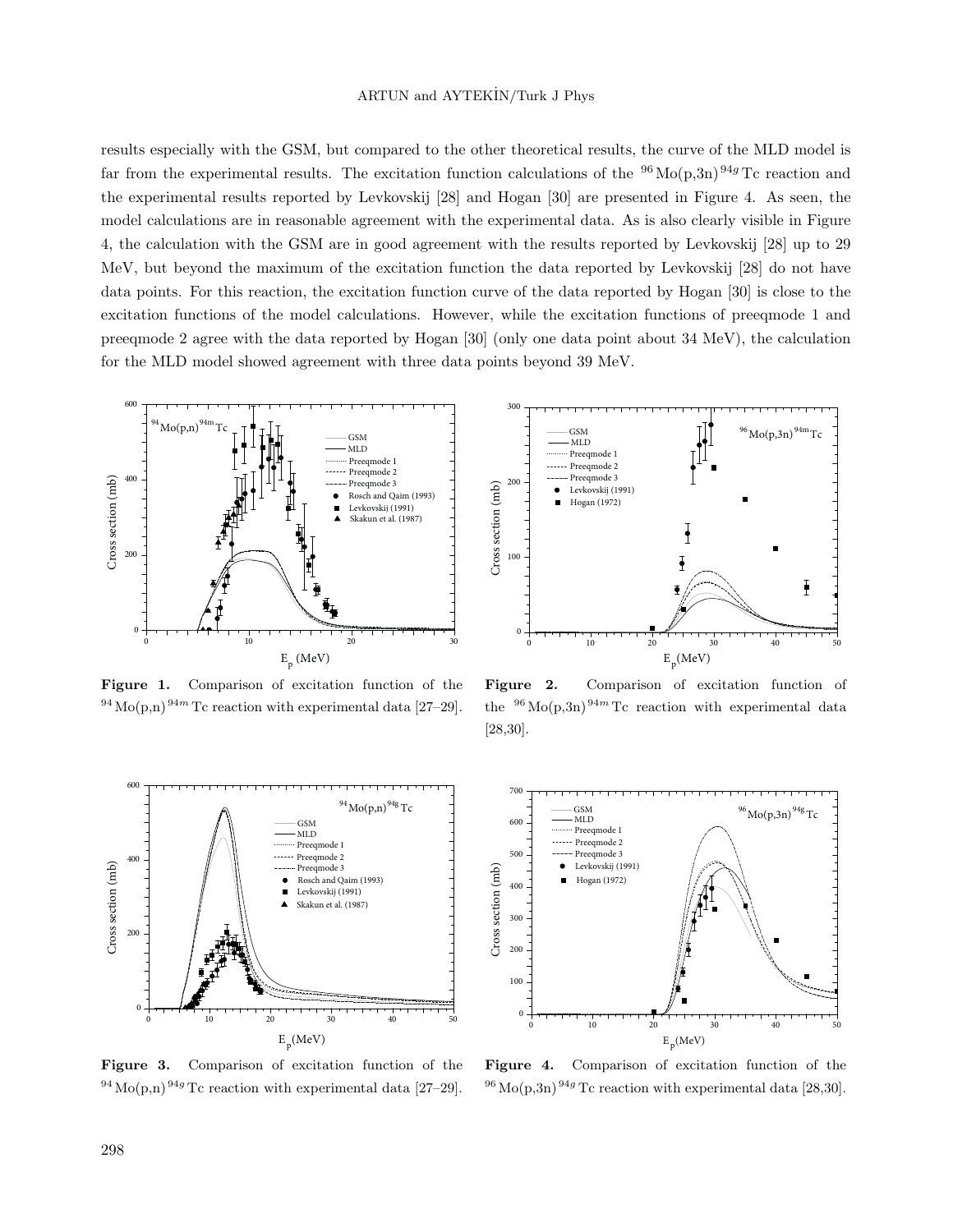results especially with the GSM, but compared to the other theoretical results, the curve of the MLD model is far from the experimental results. The excitation function calculations of the $^{96}$Mo(p,3n)$^{94g}$Tc reaction and the experimental results reported by Levkovskij [28] and Hogan [30] are presented in Figure 4. As seen, the model calculations are in reasonable agreement with the experimental data. As is also clearly visible in Figure 4, the calculation with the GSM are in good agreement with the results reported by Levkovskij [28] up to 29 MeV, but beyond the maximum of the excitation function the data reported by Levkovskij [28] do not have data points. For this reaction, the excitation function curve of the data reported by Hogan [30] is close to the excitation functions of the model calculations. However, while the excitation functions of preeqmode 1 and preeqmode 2 agree with the data reported by Hogan [30] (only one data point about 34 MeV), the calculation for the MLD model showed agreement with three data points beyond 39 MeV.

**Figure 1.** Comparison of excitation function of the $^{94}$Mo(p,n)$^{94m}$Tc reaction with experimental data [27–29].

**Figure 2.** Comparison of excitation function of the $^{96}$Mo(p,3n)$^{94m}$Tc reaction with experimental data [28,30].

**Figure 3.** Comparison of excitation function of the $^{94}$Mo(p,n)$^{94g}$Tc reaction with experimental data [27–29].

**Figure 4.** Comparison of excitation function of the $^{96}$Mo(p,3n)$^{94g}$Tc reaction with experimental data [28,30].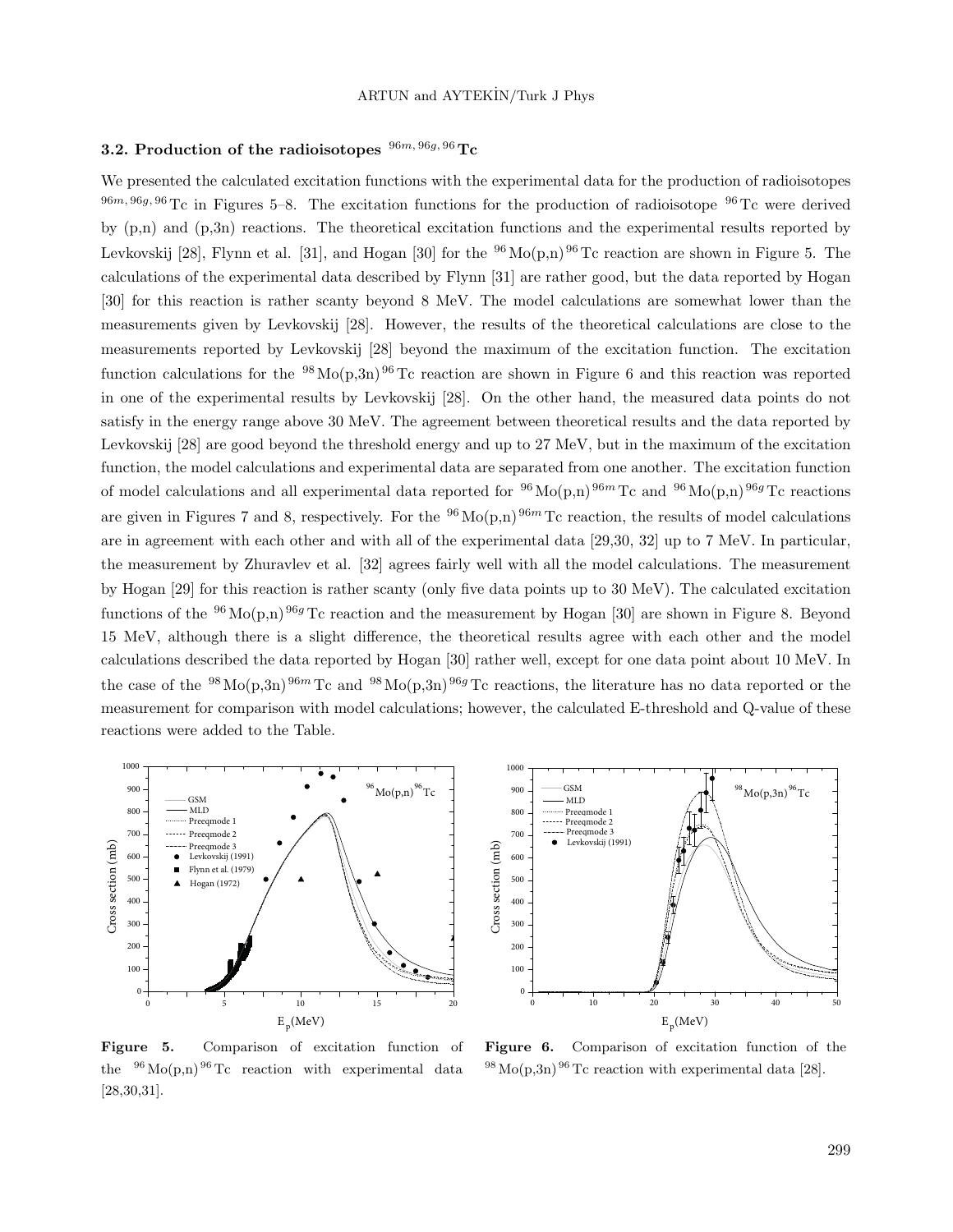### 3.2. Production of the radioisotopes $^{96m,96g,96}$Tc

We presented the calculated excitation functions with the experimental data for the production of radioisotopes $^{96m,96g,96}$Tc in Figures 5–8. The excitation functions for the production of radioisotope $^{96}$Tc were derived by (p,n) and (p,3n) reactions. The theoretical excitation functions and the experimental results reported by Levkovskij [28], Flynn et al. [31], and Hogan [30] for the $^{96}$Mo(p,n)$^{96}$Tc reaction are shown in Figure 5. The calculations of the experimental data described by Flynn [31] are rather good, but the data reported by Hogan [30] for this reaction is rather scanty beyond 8 MeV. The model calculations are somewhat lower than the measurements given by Levkovskij [28]. However, the results of the theoretical calculations are close to the measurements reported by Levkovskij [28] beyond the maximum of the excitation function. The excitation function calculations for the $^{98}$Mo(p,3n)$^{96}$Tc reaction are shown in Figure 6 and this reaction was reported in one of the experimental results by Levkovskij [28]. On the other hand, the measured data points do not satisfy in the energy range above 30 MeV. The agreement between theoretical results and the data reported by Levkovskij [28] are good beyond the threshold energy and up to 27 MeV, but in the maximum of the excitation function, the model calculations and experimental data are separated from one another. The excitation function of model calculations and all experimental data reported for $^{96}$Mo(p,n)$^{96m}$Tc and $^{96}$Mo(p,n)$^{96g}$Tc reactions are given in Figures 7 and 8, respectively. For the $^{96}$Mo(p,n)$^{96m}$Tc reaction, the results of model calculations are in agreement with each other and with all of the experimental data [29,30, 32] up to 7 MeV. In particular, the measurement by Zhuravlev et al. [32] agrees fairly well with all the model calculations. The measurement by Hogan [29] for this reaction is rather scanty (only five data points up to 30 MeV). The calculated excitation functions of the $^{96}$Mo(p,n)$^{96g}$Tc reaction and the measurement by Hogan [30] are shown in Figure 8. Beyond 15 MeV, although there is a slight difference, the theoretical results agree with each other and the model calculations described the data reported by Hogan [30] rather well, except for one data point about 10 MeV. In the case of the $^{98}$Mo(p,3n)$^{96m}$Tc and $^{98}$Mo(p,3n)$^{96g}$Tc reactions, the literature has no data reported or the measurement for comparison with model calculations; however, the calculated E-threshold and Q-value of these reactions were added to the Table.

**Figure 5.** Comparison of excitation function of the $^{96}$Mo(p,n)$^{96}$Tc reaction with experimental data [28,30,31].

**Figure 6.** Comparison of excitation function of the $^{98}$Mo(p,3n)$^{96}$Tc reaction with experimental data [28].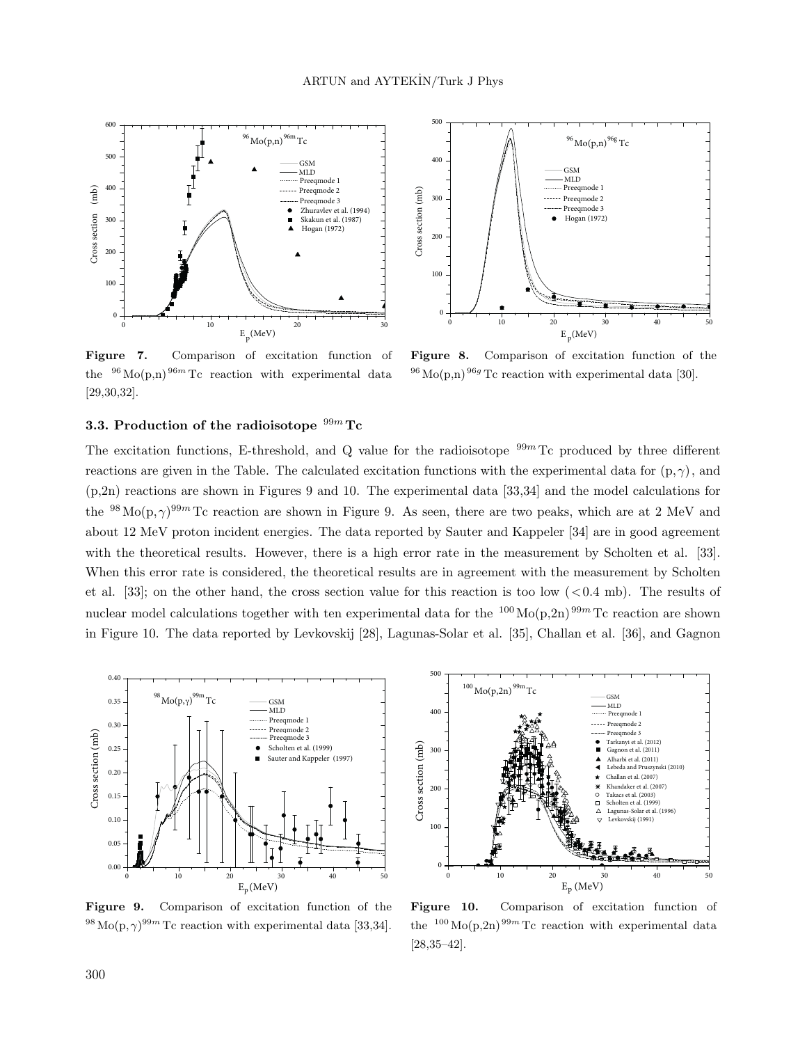**Figure 7.** Comparison of excitation function of the $^{96}$Mo(p,n)$^{96m}$Tc reaction with experimental data [29,30,32].

**Figure 8.** Comparison of excitation function of the $^{96}$Mo(p,n)$^{96g}$Tc reaction with experimental data [30].

### 3.3. Production of the radioisotope $^{99m}$Tc

The excitation functions, E-threshold, and Q value for the radioisotope $^{99m}$Tc produced by three different reactions are given in the Table. The calculated excitation functions with the experimental data for (p,$\gamma$), and (p,2n) reactions are shown in Figures 9 and 10. The experimental data [33,34] and the model calculations for the $^{98}$Mo(p,$\gamma$)$^{99m}$Tc reaction are shown in Figure 9. As seen, there are two peaks, which are at 2 MeV and about 12 MeV proton incident energies. The data reported by Sauter and Kappeler [34] are in good agreement with the theoretical results. However, there is a high error rate in the measurement by Scholten et al. [33]. When this error rate is considered, the theoretical results are in agreement with the measurement by Scholten et al. [33]; on the other hand, the cross section value for this reaction is too low (<0.4 mb). The results of nuclear model calculations together with ten experimental data for the $^{100}$Mo(p,2n)$^{99m}$Tc reaction are shown in Figure 10. The data reported by Levkovskij [28], Lagunas-Solar et al. [35], Challan et al. [36], and Gagnon

**Figure 9.** Comparison of excitation function of the $^{98}$Mo(p,$\gamma$)$^{99m}$Tc reaction with experimental data [33,34].

**Figure 10.** Comparison of excitation function of the $^{100}$Mo(p,2n)$^{99m}$Tc reaction with experimental data [28,35–42].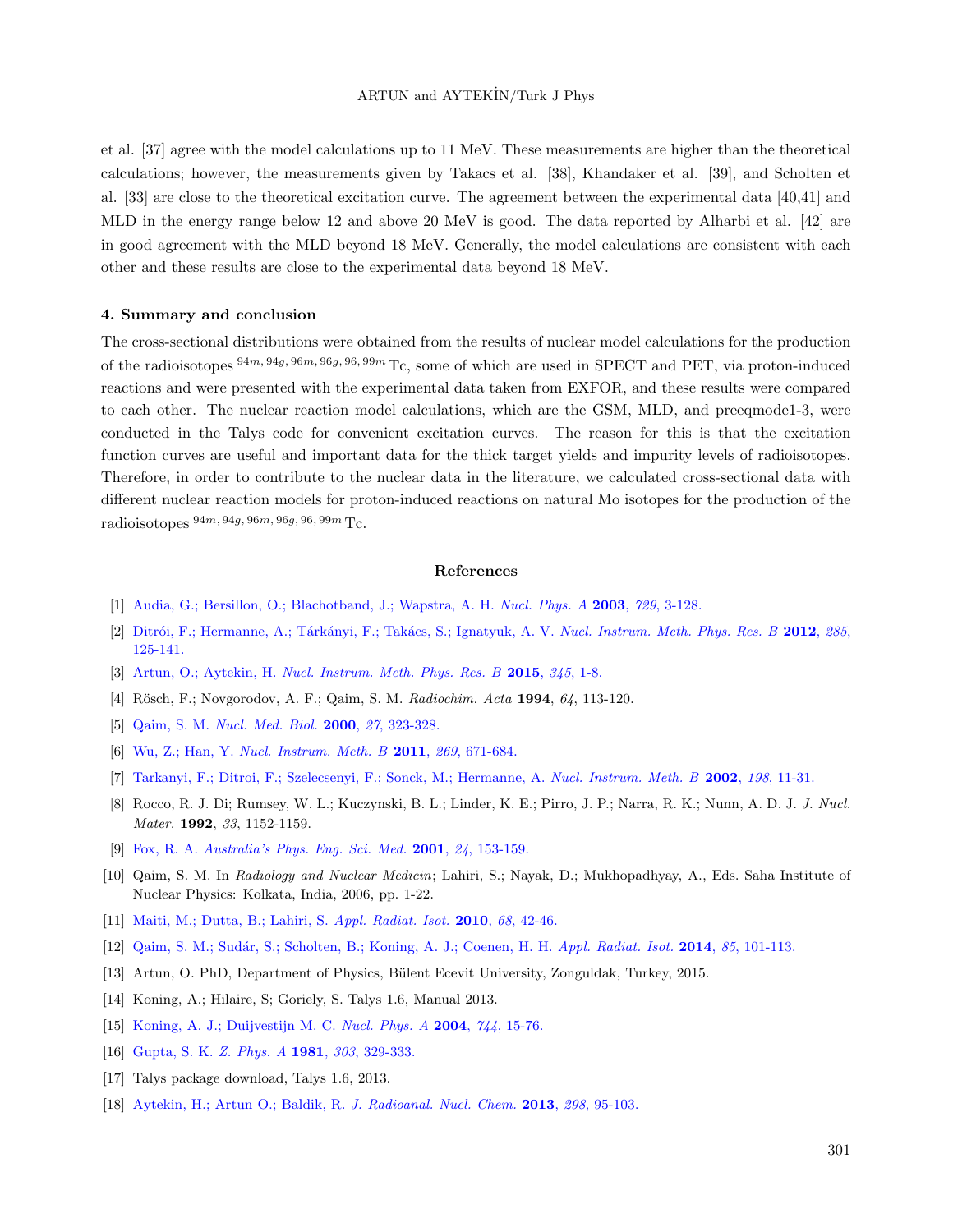et al. [37] agree with the model calculations up to 11 MeV. These measurements are higher than the theoretical calculations; however, the measurements given by Takacs et al. [38], Khandaker et al. [39], and Scholten et al. [33] are close to the theoretical excitation curve. The agreement between the experimental data [40,41] and MLD in the energy range below 12 and above 20 MeV is good. The data reported by Alharbi et al. [42] are in good agreement with the MLD beyond 18 MeV. Generally, the model calculations are consistent with each other and these results are close to the experimental data beyond 18 MeV.

## 4. Summary and conclusion

The cross-sectional distributions were obtained from the results of nuclear model calculations for the production of the radioisotopes $^{94m,94g,96m,96g,96,99m}$Tc, some of which are used in SPECT and PET, via proton-induced reactions and were presented with the experimental data taken from EXFOR, and these results were compared to each other. The nuclear reaction model calculations, which are the GSM, MLD, and preeqmode1-3, were conducted in the Talys code for convenient excitation curves. The reason for this is that the excitation function curves are useful and important data for the thick target yields and impurity levels of radioisotopes. Therefore, in order to contribute to the nuclear data in the literature, we calculated cross-sectional data with different nuclear reaction models for proton-induced reactions on natural Mo isotopes for the production of the radioisotopes $^{94m,94g,96m,96g,96,99m}$Tc.

## References

[1] Audia, G.; Bersillon, O.; Blachotband, J.; Wapstra, A. H. *Nucl. Phys. A* **2003**, *729*, 3-128.

[2] Ditrói, F.; Hermanne, A.; Tárkányi, F.; Takács, S.; Ignatyuk, A. V. *Nucl. Instrum. Meth. Phys. Res. B* **2012**, *285*, 125-141.

[3] Artun, O.; Aytekin, H. *Nucl. Instrum. Meth. Phys. Res. B* **2015**, *345*, 1-8.

[4] Rösch, F.; Novgorodov, A. F.; Qaim, S. M. *Radiochim. Acta* **1994**, *64*, 113-120.

[5] Qaim, S. M. *Nucl. Med. Biol.* **2000**, *27*, 323-328.

[6] Wu, Z.; Han, Y. *Nucl. Instrum. Meth. B* **2011**, *269*, 671-684.

[7] Tarkanyi, F.; Ditroi, F.; Szelecsenyi, F.; Sonck, M.; Hermanne, A. *Nucl. Instrum. Meth. B* **2002**, *198*, 11-31.

[8] Rocco, R. J. Di; Rumsey, W. L.; Kuczynski, B. L.; Linder, K. E.; Pirro, J. P.; Narra, R. K.; Nunn, A. D. J. *J. Nucl. Mater.* **1992**, *33*, 1152-1159.

[9] Fox, R. A. *Australia's Phys. Eng. Sci. Med.* **2001**, *24*, 153-159.

[10] Qaim, S. M. In *Radiology and Nuclear Medicin*; Lahiri, S.; Nayak, D.; Mukhopadhyay, A., Eds. Saha Institute of Nuclear Physics: Kolkata, India, 2006, pp. 1-22.

[11] Maiti, M.; Dutta, B.; Lahiri, S. *Appl. Radiat. Isot.* **2010**, *68*, 42-46.

[12] Qaim, S. M.; Sudár, S.; Scholten, B.; Koning, A. J.; Coenen, H. H. *Appl. Radiat. Isot.* **2014**, *85*, 101-113.

[13] Artun, O. PhD, Department of Physics, Bülent Ecevit University, Zonguldak, Turkey, 2015.

[14] Koning, A.; Hilaire, S; Goriely, S. Talys 1.6, Manual 2013.

[15] Koning, A. J.; Duijvestijn M. C. *Nucl. Phys. A* **2004**, *744*, 15-76.

[16] Gupta, S. K. *Z. Phys. A* **1981**, *303*, 329-333.

[17] Talys package download, Talys 1.6, 2013.

[18] Aytekin, H.; Artun O.; Baldik, R. *J. Radioanal. Nucl. Chem.* **2013**, *298*, 95-103.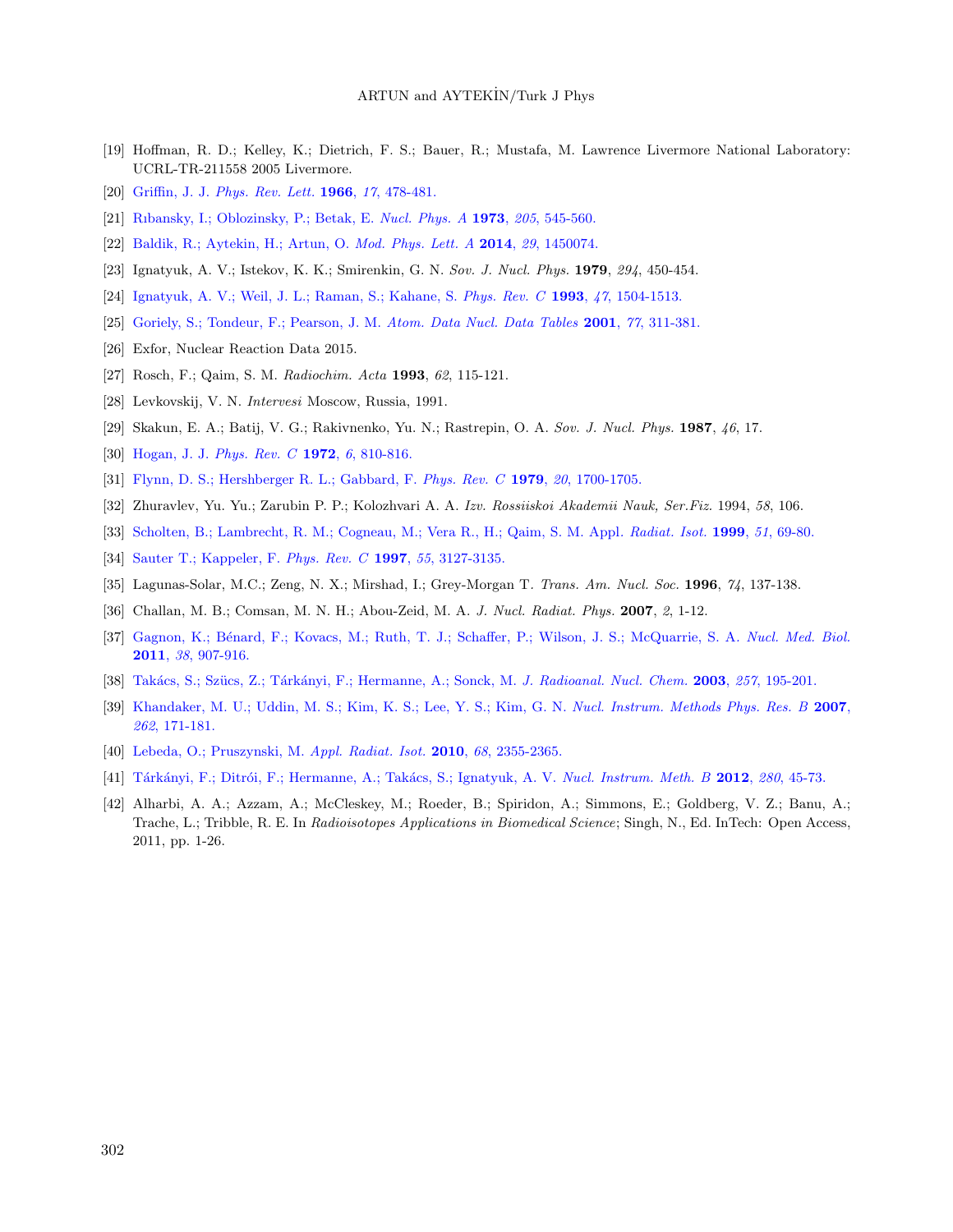[19] Hoffman, R. D.; Kelley, K.; Dietrich, F. S.; Bauer, R.; Mustafa, M. Lawrence Livermore National Laboratory: UCRL-TR-211558 2005 Livermore.

[20] Griffin, J. J. *Phys. Rev. Lett.* **1966**, *17*, 478-481.

[21] Rıbansky, I.; Oblozinsky, P.; Betak, E. *Nucl. Phys. A* **1973**, *205*, 545-560.

[22] Baldik, R.; Aytekin, H.; Artun, O. *Mod. Phys. Lett. A* **2014**, *29*, 1450074.

[23] Ignatyuk, A. V.; Istekov, K. K.; Smirenkin, G. N. *Sov. J. Nucl. Phys.* **1979**, *294*, 450-454.

[24] Ignatyuk, A. V.; Weil, J. L.; Raman, S.; Kahane, S. *Phys. Rev. C* **1993**, *47*, 1504-1513.

[25] Goriely, S.; Tondeur, F.; Pearson, J. M. *Atom. Data Nucl. Data Tables* **2001**, *77*, 311-381.

[26] Exfor, Nuclear Reaction Data 2015.

[27] Rosch, F.; Qaim, S. M. *Radiochim. Acta* **1993**, *62*, 115-121.

[28] Levkovskij, V. N. *Intervesi* Moscow, Russia, 1991.

[29] Skakun, E. A.; Batij, V. G.; Rakivnenko, Yu. N.; Rastrepin, O. A. *Sov. J. Nucl. Phys.* **1987**, *46*, 17.

[30] Hogan, J. J. *Phys. Rev. C* **1972**, *6*, 810-816.

[31] Flynn, D. S.; Hershberger R. L.; Gabbard, F. *Phys. Rev. C* **1979**, *20*, 1700-1705.

[32] Zhuravlev, Yu. Yu.; Zarubin P. P.; Kolozhvari A. A. *Izv. Rossiiskoi Akademii Nauk, Ser.Fiz.* 1994, *58*, 106.

[33] Scholten, B.; Lambrecht, R. M.; Cogneau, M.; Vera R., H.; Qaim, S. M. Appl. *Radiat. Isot.* **1999**, *51*, 69-80.

[34] Sauter T.; Kappeler, F. *Phys. Rev. C* **1997**, *55*, 3127-3135.

[35] Lagunas-Solar, M.C.; Zeng, N. X.; Mirshad, I.; Grey-Morgan T. *Trans. Am. Nucl. Soc.* **1996**, *74*, 137-138.

[36] Challan, M. B.; Comsan, M. N. H.; Abou-Zeid, M. A. *J. Nucl. Radiat. Phys.* **2007**, *2*, 1-12.

[37] Gagnon, K.; Bénard, F.; Kovacs, M.; Ruth, T. J.; Schaffer, P.; Wilson, J. S.; McQuarrie, S. A. *Nucl. Med. Biol.* **2011**, *38*, 907-916.

[38] Takács, S.; Szücs, Z.; Tárkányi, F.; Hermanne, A.; Sonck, M. *J. Radioanal. Nucl. Chem.* **2003**, *257*, 195-201.

[39] Khandaker, M. U.; Uddin, M. S.; Kim, K. S.; Lee, Y. S.; Kim, G. N. *Nucl. Instrum. Methods Phys. Res. B* **2007**, *262*, 171-181.

[40] Lebeda, O.; Pruszynski, M. *Appl. Radiat. Isot.* **2010**, *68*, 2355-2365.

[41] Tárkányi, F.; Ditrói, F.; Hermanne, A.; Takács, S.; Ignatyuk, A. V. *Nucl. Instrum. Meth. B* **2012**, *280*, 45-73.

[42] Alharbi, A. A.; Azzam, A.; McCleskey, M.; Roeder, B.; Spiridon, A.; Simmons, E.; Goldberg, V. Z.; Banu, A.; Trache, L.; Tribble, R. E. In *Radioisotopes Applications in Biomedical Science*; Singh, N., Ed. InTech: Open Access, 2011, pp. 1-26.